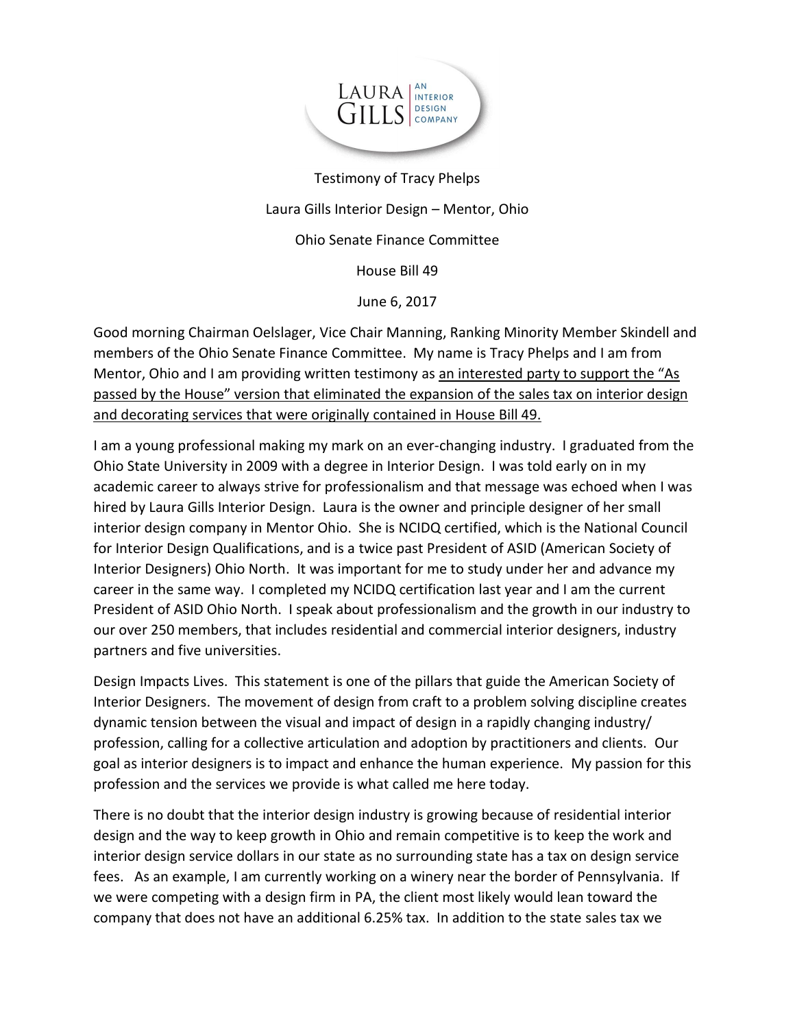LAURA GILLS | AN INTERIOR DESIGN COMPANY

Testimony of Tracy Phelps

Laura Gills Interior Design – Mentor, Ohio

Ohio Senate Finance Committee

House Bill 49

June 6, 2017

Good morning Chairman Oelslager, Vice Chair Manning, Ranking Minority Member Skindell and members of the Ohio Senate Finance Committee. My name is Tracy Phelps and I am from Mentor, Ohio and I am providing written testimony as <u>an interested party to support the "As passed by the House" version that eliminated the expansion of the sales tax on interior design and decorating services that were originally contained in House Bill 49.</u>

I am a young professional making my mark on an ever-changing industry. I graduated from the Ohio State University in 2009 with a degree in Interior Design. I was told early on in my academic career to always strive for professionalism and that message was echoed when I was hired by Laura Gills Interior Design. Laura is the owner and principle designer of her small interior design company in Mentor Ohio. She is NCIDQ certified, which is the National Council for Interior Design Qualifications, and is a twice past President of ASID (American Society of Interior Designers) Ohio North. It was important for me to study under her and advance my career in the same way. I completed my NCIDQ certification last year and I am the current President of ASID Ohio North. I speak about professionalism and the growth in our industry to our over 250 members, that includes residential and commercial interior designers, industry partners and five universities.

Design Impacts Lives. This statement is one of the pillars that guide the American Society of Interior Designers. The movement of design from craft to a problem solving discipline creates dynamic tension between the visual and impact of design in a rapidly changing industry/ profession, calling for a collective articulation and adoption by practitioners and clients. Our goal as interior designers is to impact and enhance the human experience. My passion for this profession and the services we provide is what called me here today.

There is no doubt that the interior design industry is growing because of residential interior design and the way to keep growth in Ohio and remain competitive is to keep the work and interior design service dollars in our state as no surrounding state has a tax on design service fees. As an example, I am currently working on a winery near the border of Pennsylvania. If we were competing with a design firm in PA, the client most likely would lean toward the company that does not have an additional 6.25% tax. In addition to the state sales tax we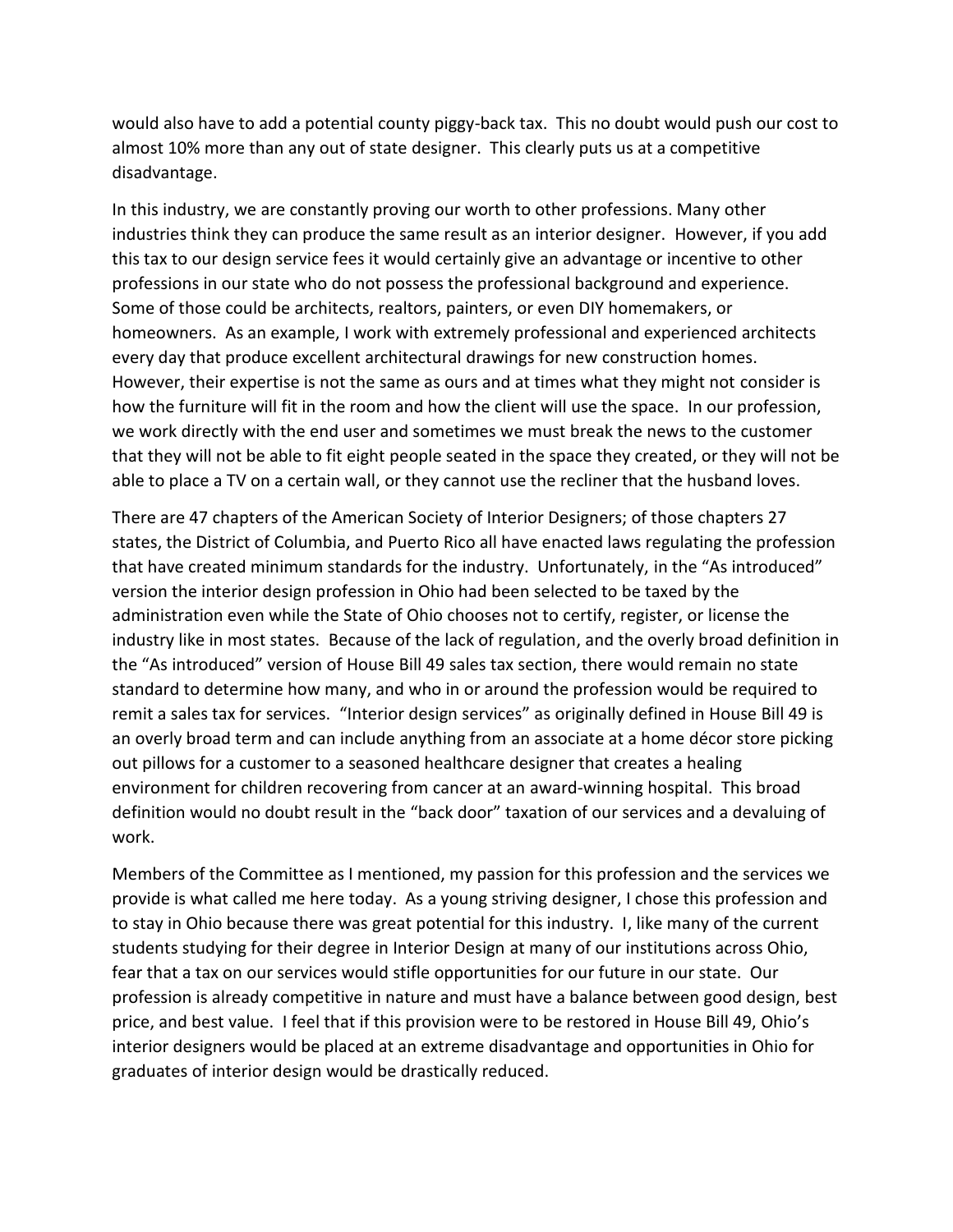would also have to add a potential county piggy-back tax. This no doubt would push our cost to almost 10% more than any out of state designer. This clearly puts us at a competitive disadvantage.

In this industry, we are constantly proving our worth to other professions. Many other industries think they can produce the same result as an interior designer. However, if you add this tax to our design service fees it would certainly give an advantage or incentive to other professions in our state who do not possess the professional background and experience. Some of those could be architects, realtors, painters, or even DIY homemakers, or homeowners. As an example, I work with extremely professional and experienced architects every day that produce excellent architectural drawings for new construction homes. However, their expertise is not the same as ours and at times what they might not consider is how the furniture will fit in the room and how the client will use the space. In our profession, we work directly with the end user and sometimes we must break the news to the customer that they will not be able to fit eight people seated in the space they created, or they will not be able to place a TV on a certain wall, or they cannot use the recliner that the husband loves.

There are 47 chapters of the American Society of Interior Designers; of those chapters 27 states, the District of Columbia, and Puerto Rico all have enacted laws regulating the profession that have created minimum standards for the industry. Unfortunately, in the "As introduced" version the interior design profession in Ohio had been selected to be taxed by the administration even while the State of Ohio chooses not to certify, register, or license the industry like in most states. Because of the lack of regulation, and the overly broad definition in the "As introduced" version of House Bill 49 sales tax section, there would remain no state standard to determine how many, and who in or around the profession would be required to remit a sales tax for services. "Interior design services" as originally defined in House Bill 49 is an overly broad term and can include anything from an associate at a home décor store picking out pillows for a customer to a seasoned healthcare designer that creates a healing environment for children recovering from cancer at an award-winning hospital. This broad definition would no doubt result in the "back door" taxation of our services and a devaluing of work.

Members of the Committee as I mentioned, my passion for this profession and the services we provide is what called me here today. As a young striving designer, I chose this profession and to stay in Ohio because there was great potential for this industry. I, like many of the current students studying for their degree in Interior Design at many of our institutions across Ohio, fear that a tax on our services would stifle opportunities for our future in our state. Our profession is already competitive in nature and must have a balance between good design, best price, and best value. I feel that if this provision were to be restored in House Bill 49, Ohio's interior designers would be placed at an extreme disadvantage and opportunities in Ohio for graduates of interior design would be drastically reduced.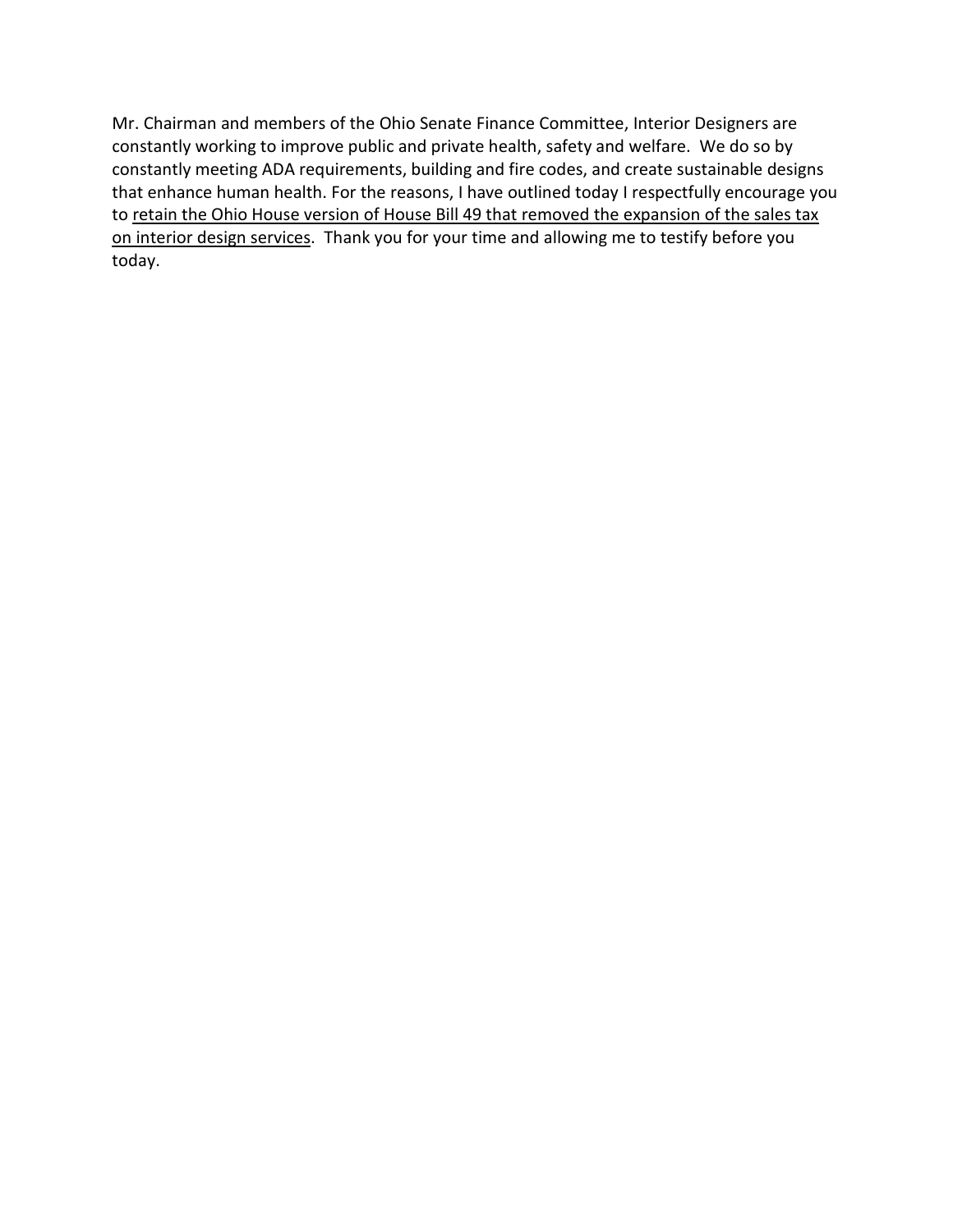Mr. Chairman and members of the Ohio Senate Finance Committee, Interior Designers are constantly working to improve public and private health, safety and welfare. We do so by constantly meeting ADA requirements, building and fire codes, and create sustainable designs that enhance human health. For the reasons, I have outlined today I respectfully encourage you to <u>retain the Ohio House version of House Bill 49 that removed the expansion of the sales tax on interior design services</u>. Thank you for your time and allowing me to testify before you today.